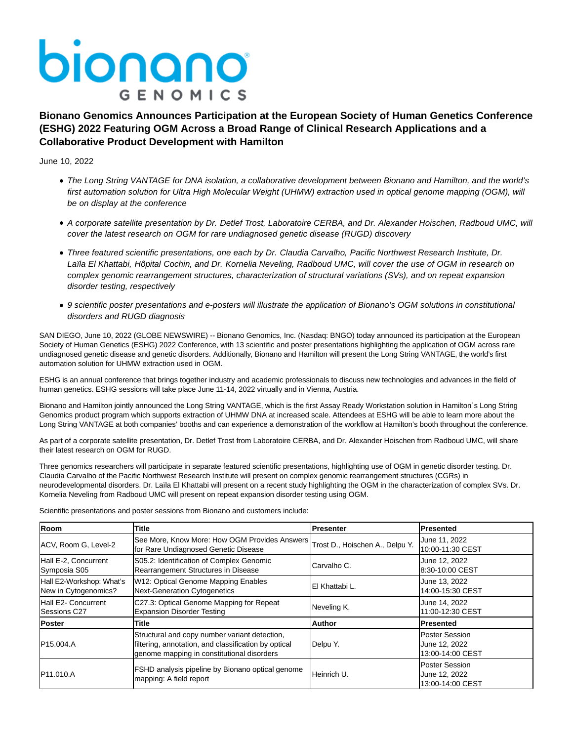# Bionano Genomics Announces Participation at the European Society of Human Genetics Conference (ESHG) 2022 Featuring OGM Across a Broad Range of Clinical Research Applications and a Collaborative Product Development with Hamilton

June 10, 2022

- *The Long String VANTAGE for DNA isolation, a collaborative development between Bionano and Hamilton, and the world's first automation solution for Ultra High Molecular Weight (UHMW) extraction used in optical genome mapping (OGM), will be on display at the conference*
- *A corporate satellite presentation by Dr. Detlef Trost, Laboratoire CERBA, and Dr. Alexander Hoischen, Radboud UMC, will cover the latest research on OGM for rare undiagnosed genetic disease (RUGD) discovery*
- *Three featured scientific presentations, one each by Dr. Claudia Carvalho, Pacific Northwest Research Institute, Dr. Laïla El Khattabi, Hôpital Cochin, and Dr. Kornelia Neveling, Radboud UMC, will cover the use of OGM in research on complex genomic rearrangement structures, characterization of structural variations (SVs), and on repeat expansion disorder testing, respectively*
- *9 scientific poster presentations and e-posters will illustrate the application of Bionano's OGM solutions in constitutional disorders and RUGD diagnosis*

SAN DIEGO, June 10, 2022 (GLOBE NEWSWIRE) -- Bionano Genomics, Inc. (Nasdaq: BNGO) today announced its participation at the European Society of Human Genetics (ESHG) 2022 Conference, with 13 scientific and poster presentations highlighting the application of OGM across rare undiagnosed genetic disease and genetic disorders. Additionally, Bionano and Hamilton will present the Long String VANTAGE, the world's first automation solution for UHMW extraction used in OGM.

ESHG is an annual conference that brings together industry and academic professionals to discuss new technologies and advances in the field of human genetics. ESHG sessions will take place June 11-14, 2022 virtually and in Vienna, Austria.

Bionano and Hamilton jointly announced the Long String VANTAGE, which is the first Assay Ready Workstation solution in Hamilton´s Long String Genomics product program which supports extraction of UHMW DNA at increased scale. Attendees at ESHG will be able to learn more about the Long String VANTAGE at both companies' booths and can experience a demonstration of the workflow at Hamilton's booth throughout the conference.

As part of a corporate satellite presentation, Dr. Detlef Trost from Laboratoire CERBA, and Dr. Alexander Hoischen from Radboud UMC, will share their latest research on OGM for RUGD.

Three genomics researchers will participate in separate featured scientific presentations, highlighting use of OGM in genetic disorder testing. Dr. Claudia Carvalho of the Pacific Northwest Research Institute will present on complex genomic rearrangement structures (CGRs) in neurodevelopmental disorders. Dr. Laïla El Khattabi will present on a recent study highlighting the OGM in the characterization of complex SVs. Dr. Kornelia Neveling from Radboud UMC will present on repeat expansion disorder testing using OGM.

Scientific presentations and poster sessions from Bionano and customers include:

| Room | Title | Presenter | Presented |
|---|---|---|---|
| ACV, Room G, Level-2 | See More, Know More: How OGM Provides Answers for Rare Undiagnosed Genetic Disease | Trost D., Hoischen A., Delpu Y. | June 11, 2022 10:00-11:30 CEST |
| Hall E-2, Concurrent Symposia S05 | S05.2: Identification of Complex Genomic Rearrangement Structures in Disease | Carvalho C. | June 12, 2022 8:30-10:00 CEST |
| Hall E2-Workshop: What's New in Cytogenomics? | W12: Optical Genome Mapping Enables Next-Generation Cytogenetics | El Khattabi L. | June 13, 2022 14:00-15:30 CEST |
| Hall E2- Concurrent Sessions C27 | C27.3: Optical Genome Mapping for Repeat Expansion Disorder Testing | Neveling K. | June 14, 2022 11:00-12:30 CEST |
| **Poster** | **Title** | **Author** | **Presented** |
| P15.004.A | Structural and copy number variant detection, filtering, annotation, and classification by optical genome mapping in constitutional disorders | Delpu Y. | Poster Session June 12, 2022 13:00-14:00 CEST |
| P11.010.A | FSHD analysis pipeline by Bionano optical genome mapping: A field report | Heinrich U. | Poster Session June 12, 2022 13:00-14:00 CEST |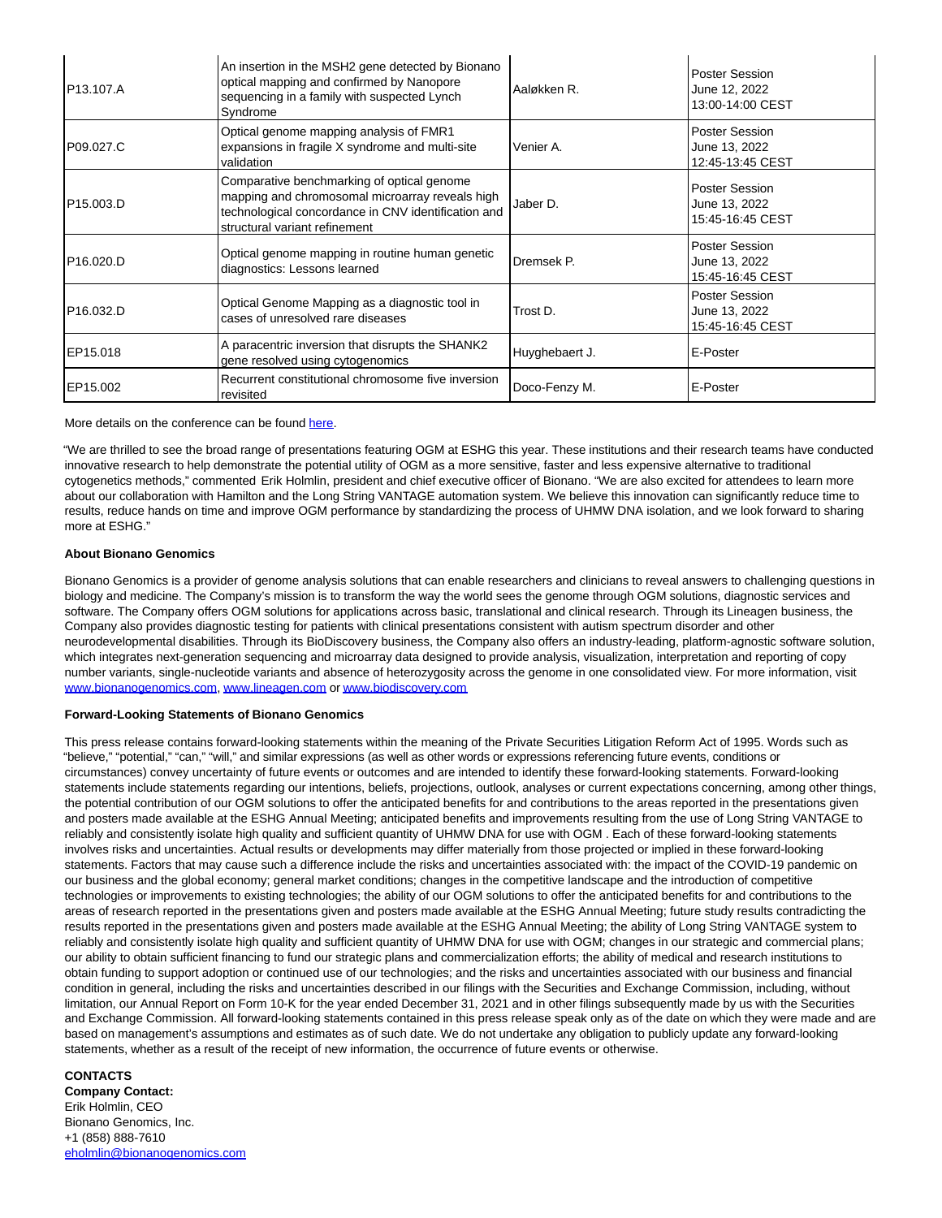| | | | |
|---|---|---|---|
| P13.107.A | An insertion in the MSH2 gene detected by Bionano optical mapping and confirmed by Nanopore sequencing in a family with suspected Lynch Syndrome | Aaløkken R. | Poster Session June 12, 2022 13:00-14:00 CEST |
| P09.027.C | Optical genome mapping analysis of FMR1 expansions in fragile X syndrome and multi-site validation | Venier A. | Poster Session June 13, 2022 12:45-13:45 CEST |
| P15.003.D | Comparative benchmarking of optical genome mapping and chromosomal microarray reveals high technological concordance in CNV identification and structural variant refinement | Jaber D. | Poster Session June 13, 2022 15:45-16:45 CEST |
| P16.020.D | Optical genome mapping in routine human genetic diagnostics: Lessons learned | Dremsek P. | Poster Session June 13, 2022 15:45-16:45 CEST |
| P16.032.D | Optical Genome Mapping as a diagnostic tool in cases of unresolved rare diseases | Trost D. | Poster Session June 13, 2022 15:45-16:45 CEST |
| EP15.018 | A paracentric inversion that disrupts the SHANK2 gene resolved using cytogenomics | Huyghebaert J. | E-Poster |
| EP15.002 | Recurrent constitutional chromosome five inversion revisited | Doco-Fenzy M. | E-Poster |

More details on the conference can be found here.

"We are thrilled to see the broad range of presentations featuring OGM at ESHG this year. These institutions and their research teams have conducted innovative research to help demonstrate the potential utility of OGM as a more sensitive, faster and less expensive alternative to traditional cytogenetics methods," commented Erik Holmlin, president and chief executive officer of Bionano. "We are also excited for attendees to learn more about our collaboration with Hamilton and the Long String VANTAGE automation system. We believe this innovation can significantly reduce time to results, reduce hands on time and improve OGM performance by standardizing the process of UHMW DNA isolation, and we look forward to sharing more at ESHG."

**About Bionano Genomics**

Bionano Genomics is a provider of genome analysis solutions that can enable researchers and clinicians to reveal answers to challenging questions in biology and medicine. The Company's mission is to transform the way the world sees the genome through OGM solutions, diagnostic services and software. The Company offers OGM solutions for applications across basic, translational and clinical research. Through its Lineagen business, the Company also provides diagnostic testing for patients with clinical presentations consistent with autism spectrum disorder and other neurodevelopmental disabilities. Through its BioDiscovery business, the Company also offers an industry-leading, platform-agnostic software solution, which integrates next-generation sequencing and microarray data designed to provide analysis, visualization, interpretation and reporting of copy number variants, single-nucleotide variants and absence of heterozygosity across the genome in one consolidated view. For more information, visit www.bionanogenomics.com, www.lineagen.com or www.biodiscovery.com

**Forward-Looking Statements of Bionano Genomics**

This press release contains forward-looking statements within the meaning of the Private Securities Litigation Reform Act of 1995. Words such as "believe," "potential," "can," "will," and similar expressions (as well as other words or expressions referencing future events, conditions or circumstances) convey uncertainty of future events or outcomes and are intended to identify these forward-looking statements. Forward-looking statements include statements regarding our intentions, beliefs, projections, outlook, analyses or current expectations concerning, among other things, the potential contribution of our OGM solutions to offer the anticipated benefits for and contributions to the areas reported in the presentations given and posters made available at the ESHG Annual Meeting; anticipated benefits and improvements resulting from the use of Long String VANTAGE to reliably and consistently isolate high quality and sufficient quantity of UHMW DNA for use with OGM . Each of these forward-looking statements involves risks and uncertainties. Actual results or developments may differ materially from those projected or implied in these forward-looking statements. Factors that may cause such a difference include the risks and uncertainties associated with: the impact of the COVID-19 pandemic on our business and the global economy; general market conditions; changes in the competitive landscape and the introduction of competitive technologies or improvements to existing technologies; the ability of our OGM solutions to offer the anticipated benefits for and contributions to the areas of research reported in the presentations given and posters made available at the ESHG Annual Meeting; future study results contradicting the results reported in the presentations given and posters made available at the ESHG Annual Meeting; the ability of Long String VANTAGE system to reliably and consistently isolate high quality and sufficient quantity of UHMW DNA for use with OGM; changes in our strategic and commercial plans; our ability to obtain sufficient financing to fund our strategic plans and commercialization efforts; the ability of medical and research institutions to obtain funding to support adoption or continued use of our technologies; and the risks and uncertainties associated with our business and financial condition in general, including the risks and uncertainties described in our filings with the Securities and Exchange Commission, including, without limitation, our Annual Report on Form 10-K for the year ended December 31, 2021 and in other filings subsequently made by us with the Securities and Exchange Commission. All forward-looking statements contained in this press release speak only as of the date on which they were made and are based on management's assumptions and estimates as of such date. We do not undertake any obligation to publicly update any forward-looking statements, whether as a result of the receipt of new information, the occurrence of future events or otherwise.

**CONTACTS**
**Company Contact:**
Erik Holmlin, CEO
Bionano Genomics, Inc.
+1 (858) 888-7610
eholmlin@bionanogenomics.com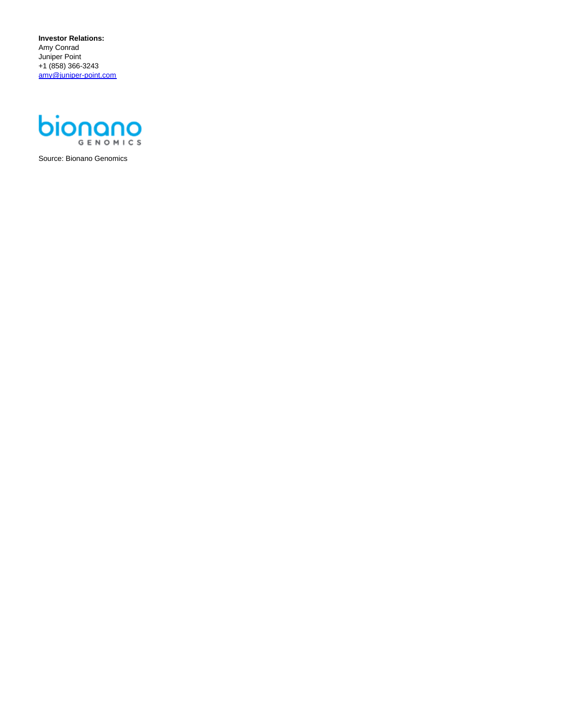**Investor Relations:**
Amy Conrad
Juniper Point
+1 (858) 366-3243
amy@juniper-point.com

Source: Bionano Genomics